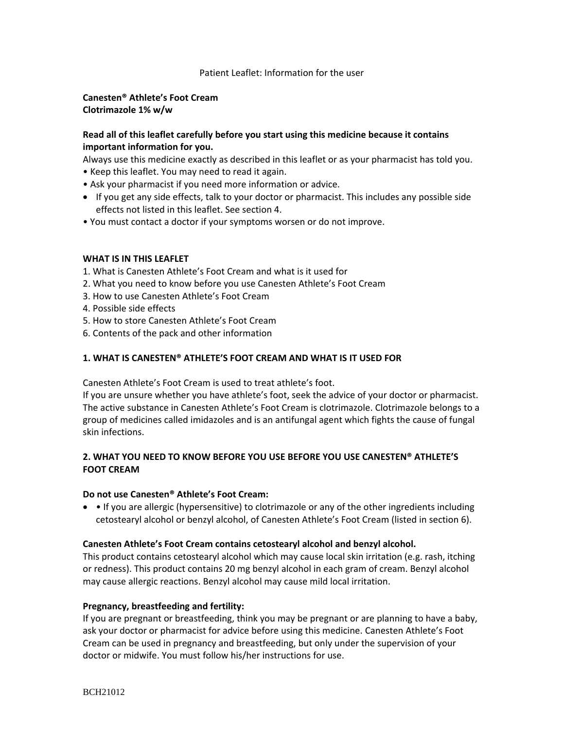Patient Leaflet: Information for the user

**Canesten® Athlete's Foot Cream**
**Clotrimazole 1% w/w**

**Read all of this leaflet carefully before you start using this medicine because it contains important information for you.**

Always use this medicine exactly as described in this leaflet or as your pharmacist has told you.

- Keep this leaflet. You may need to read it again.
- Ask your pharmacist if you need more information or advice.
- If you get any side effects, talk to your doctor or pharmacist. This includes any possible side effects not listed in this leaflet. See section 4.
- You must contact a doctor if your symptoms worsen or do not improve.

**WHAT IS IN THIS LEAFLET**

1. What is Canesten Athlete's Foot Cream and what is it used for
2. What you need to know before you use Canesten Athlete's Foot Cream
3. How to use Canesten Athlete's Foot Cream
4. Possible side effects
5. How to store Canesten Athlete's Foot Cream
6. Contents of the pack and other information

## 1. WHAT IS CANESTEN® ATHLETE'S FOOT CREAM AND WHAT IS IT USED FOR

Canesten Athlete's Foot Cream is used to treat athlete's foot.
If you are unsure whether you have athlete's foot, seek the advice of your doctor or pharmacist.
The active substance in Canesten Athlete's Foot Cream is clotrimazole. Clotrimazole belongs to a group of medicines called imidazoles and is an antifungal agent which fights the cause of fungal skin infections.

## 2. WHAT YOU NEED TO KNOW BEFORE YOU USE BEFORE YOU USE CANESTEN® ATHLETE'S FOOT CREAM

**Do not use Canesten® Athlete's Foot Cream:**

- • If you are allergic (hypersensitive) to clotrimazole or any of the other ingredients including cetostearyl alcohol or benzyl alcohol, of Canesten Athlete's Foot Cream (listed in section 6).

**Canesten Athlete's Foot Cream contains cetostearyl alcohol and benzyl alcohol.**
This product contains cetostearyl alcohol which may cause local skin irritation (e.g. rash, itching or redness). This product contains 20 mg benzyl alcohol in each gram of cream. Benzyl alcohol may cause allergic reactions. Benzyl alcohol may cause mild local irritation.

**Pregnancy, breastfeeding and fertility:**
If you are pregnant or breastfeeding, think you may be pregnant or are planning to have a baby, ask your doctor or pharmacist for advice before using this medicine. Canesten Athlete's Foot Cream can be used in pregnancy and breastfeeding, but only under the supervision of your doctor or midwife. You must follow his/her instructions for use.

BCH21012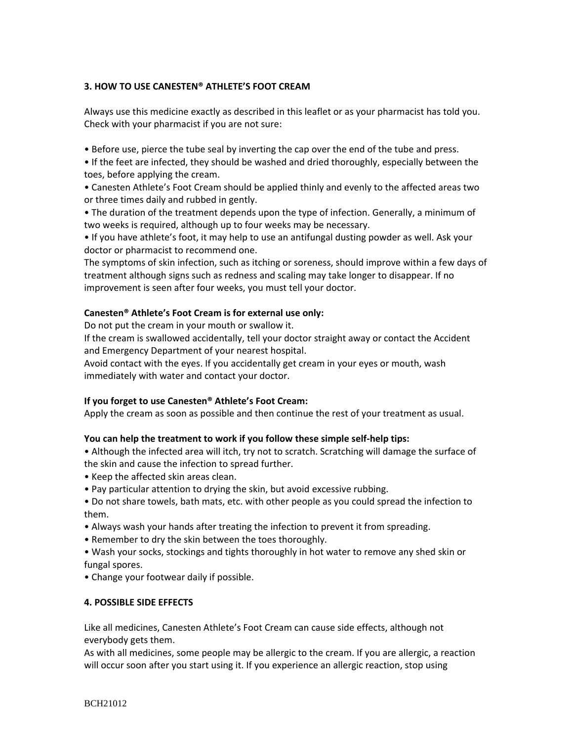## 3. HOW TO USE CANESTEN® ATHLETE'S FOOT CREAM

Always use this medicine exactly as described in this leaflet or as your pharmacist has told you. Check with your pharmacist if you are not sure:

- Before use, pierce the tube seal by inverting the cap over the end of the tube and press.
- If the feet are infected, they should be washed and dried thoroughly, especially between the toes, before applying the cream.
- Canesten Athlete's Foot Cream should be applied thinly and evenly to the affected areas two or three times daily and rubbed in gently.
- The duration of the treatment depends upon the type of infection. Generally, a minimum of two weeks is required, although up to four weeks may be necessary.
- If you have athlete's foot, it may help to use an antifungal dusting powder as well. Ask your doctor or pharmacist to recommend one.

The symptoms of skin infection, such as itching or soreness, should improve within a few days of treatment although signs such as redness and scaling may take longer to disappear. If no improvement is seen after four weeks, you must tell your doctor.

**Canesten® Athlete's Foot Cream is for external use only:**

Do not put the cream in your mouth or swallow it.

If the cream is swallowed accidentally, tell your doctor straight away or contact the Accident and Emergency Department of your nearest hospital.

Avoid contact with the eyes. If you accidentally get cream in your eyes or mouth, wash immediately with water and contact your doctor.

**If you forget to use Canesten® Athlete's Foot Cream:**

Apply the cream as soon as possible and then continue the rest of your treatment as usual.

**You can help the treatment to work if you follow these simple self-help tips:**

- Although the infected area will itch, try not to scratch. Scratching will damage the surface of the skin and cause the infection to spread further.
- Keep the affected skin areas clean.
- Pay particular attention to drying the skin, but avoid excessive rubbing.
- Do not share towels, bath mats, etc. with other people as you could spread the infection to them.
- Always wash your hands after treating the infection to prevent it from spreading.
- Remember to dry the skin between the toes thoroughly.
- Wash your socks, stockings and tights thoroughly in hot water to remove any shed skin or fungal spores.
- Change your footwear daily if possible.

## 4. POSSIBLE SIDE EFFECTS

Like all medicines, Canesten Athlete's Foot Cream can cause side effects, although not everybody gets them.

As with all medicines, some people may be allergic to the cream. If you are allergic, a reaction will occur soon after you start using it. If you experience an allergic reaction, stop using

BCH21012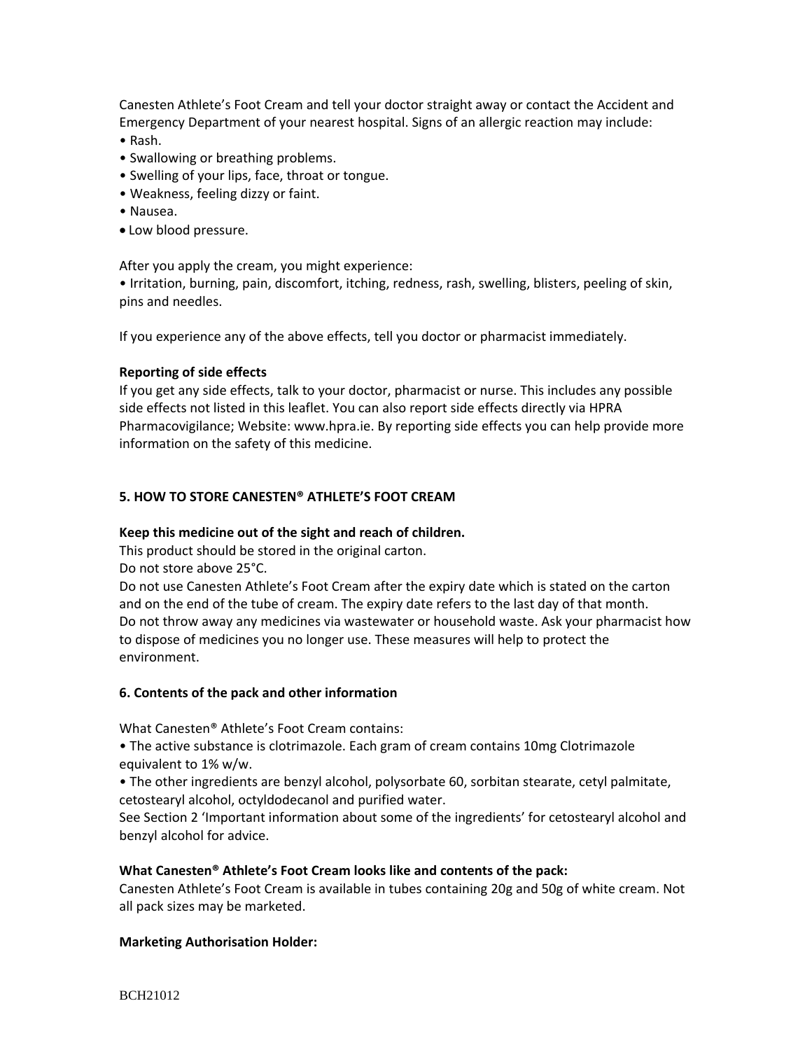Canesten Athlete's Foot Cream and tell your doctor straight away or contact the Accident and Emergency Department of your nearest hospital. Signs of an allergic reaction may include:

- Rash.
- Swallowing or breathing problems.
- Swelling of your lips, face, throat or tongue.
- Weakness, feeling dizzy or faint.
- Nausea.
- Low blood pressure.

After you apply the cream, you might experience:

- Irritation, burning, pain, discomfort, itching, redness, rash, swelling, blisters, peeling of skin, pins and needles.

If you experience any of the above effects, tell you doctor or pharmacist immediately.

**Reporting of side effects**

If you get any side effects, talk to your doctor, pharmacist or nurse. This includes any possible side effects not listed in this leaflet. You can also report side effects directly via HPRA Pharmacovigilance; Website: www.hpra.ie. By reporting side effects you can help provide more information on the safety of this medicine.

## 5. HOW TO STORE CANESTEN® ATHLETE'S FOOT CREAM

**Keep this medicine out of the sight and reach of children.**

This product should be stored in the original carton.

Do not store above 25°C.

Do not use Canesten Athlete's Foot Cream after the expiry date which is stated on the carton and on the end of the tube of cream. The expiry date refers to the last day of that month.

Do not throw away any medicines via wastewater or household waste. Ask your pharmacist how to dispose of medicines you no longer use. These measures will help to protect the environment.

## 6. Contents of the pack and other information

What Canesten® Athlete's Foot Cream contains:

- The active substance is clotrimazole. Each gram of cream contains 10mg Clotrimazole equivalent to 1% w/w.
- The other ingredients are benzyl alcohol, polysorbate 60, sorbitan stearate, cetyl palmitate, cetostearyl alcohol, octyldodecanol and purified water.

See Section 2 'Important information about some of the ingredients' for cetostearyl alcohol and benzyl alcohol for advice.

**What Canesten® Athlete's Foot Cream looks like and contents of the pack:**

Canesten Athlete's Foot Cream is available in tubes containing 20g and 50g of white cream. Not all pack sizes may be marketed.

**Marketing Authorisation Holder:**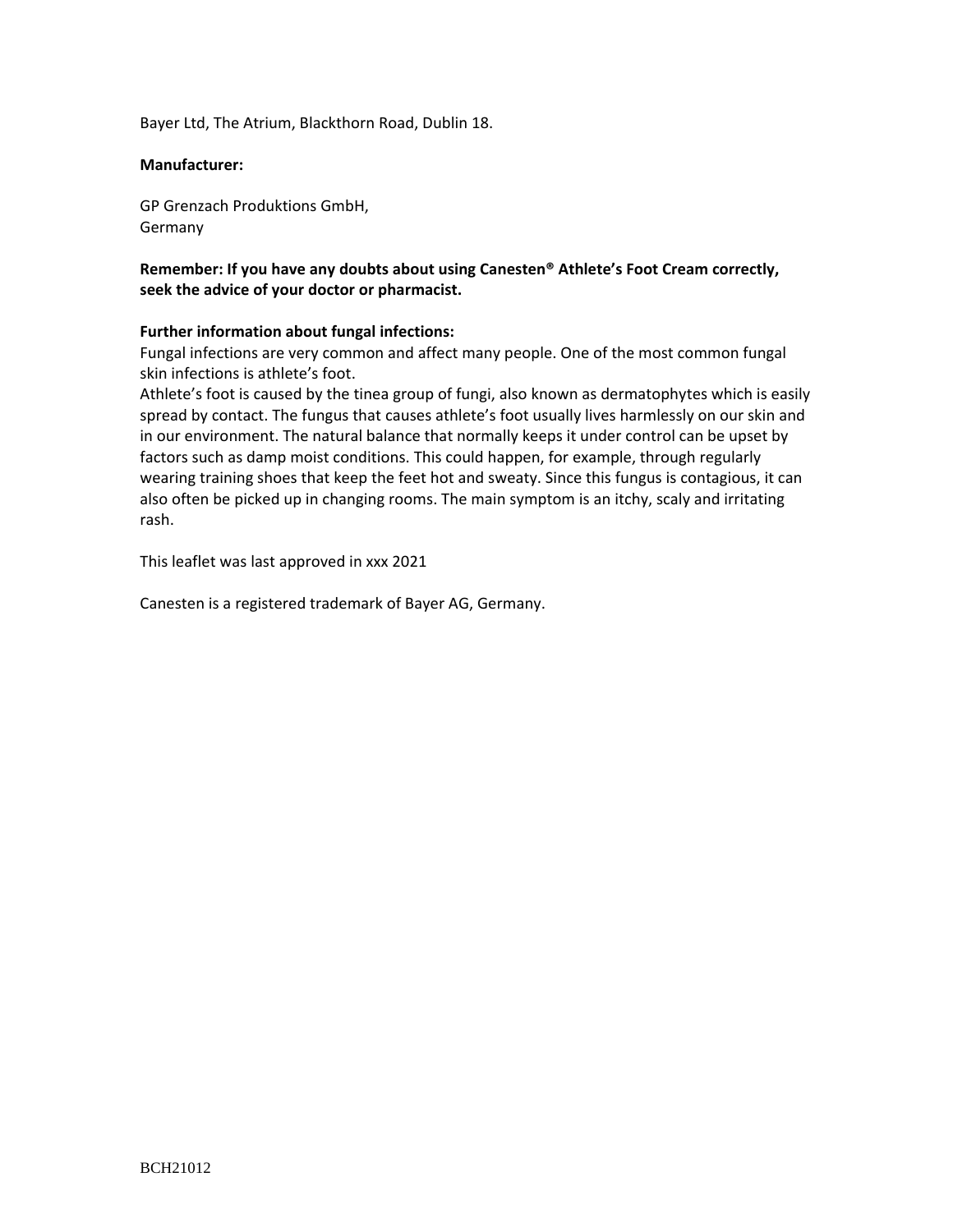Bayer Ltd, The Atrium, Blackthorn Road, Dublin 18.

**Manufacturer:**

GP Grenzach Produktions GmbH,
Germany

**Remember: If you have any doubts about using Canesten® Athlete's Foot Cream correctly, seek the advice of your doctor or pharmacist.**

**Further information about fungal infections:**
Fungal infections are very common and affect many people. One of the most common fungal skin infections is athlete's foot.
Athlete's foot is caused by the tinea group of fungi, also known as dermatophytes which is easily spread by contact. The fungus that causes athlete's foot usually lives harmlessly on our skin and in our environment. The natural balance that normally keeps it under control can be upset by factors such as damp moist conditions. This could happen, for example, through regularly wearing training shoes that keep the feet hot and sweaty. Since this fungus is contagious, it can also often be picked up in changing rooms. The main symptom is an itchy, scaly and irritating rash.

This leaflet was last approved in xxx 2021

Canesten is a registered trademark of Bayer AG, Germany.

BCH21012